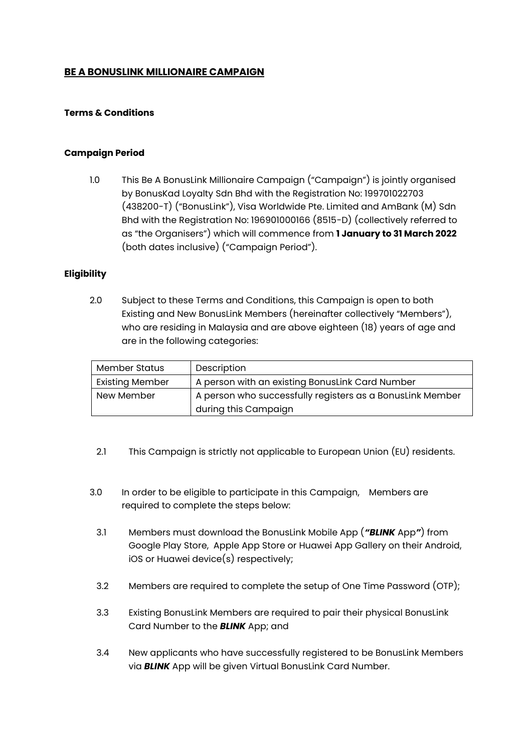# BE A BONUSLINK MILLIONAIRE CAMPAIGN

**Terms & Conditions**

**Campaign Period**

1.0 This Be A BonusLink Millionaire Campaign ("Campaign") is jointly organised by BonusKad Loyalty Sdn Bhd with the Registration No: 199701022703 (438200-T) ("BonusLink"), Visa Worldwide Pte. Limited and AmBank (M) Sdn Bhd with the Registration No: 196901000166 (8515-D) (collectively referred to as "the Organisers") which will commence from **1 January to 31 March 2022** (both dates inclusive) ("Campaign Period").

**Eligibility**

2.0 Subject to these Terms and Conditions, this Campaign is open to both Existing and New BonusLink Members (hereinafter collectively "Members"), who are residing in Malaysia and are above eighteen (18) years of age and are in the following categories:

| Member Status | Description |
| --- | --- |
| Existing Member | A person with an existing BonusLink Card Number |
| New Member | A person who successfully registers as a BonusLink Member during this Campaign |

2.1 This Campaign is strictly not applicable to European Union (EU) residents.

3.0 In order to be eligible to participate in this Campaign, Members are required to complete the steps below:

3.1 Members must download the BonusLink Mobile App (***"BLINK*** App***"***) from Google Play Store, Apple App Store or Huawei App Gallery on their Android, iOS or Huawei device(s) respectively;

3.2 Members are required to complete the setup of One Time Password (OTP);

3.3 Existing BonusLink Members are required to pair their physical BonusLink Card Number to the ***BLINK*** App; and

3.4 New applicants who have successfully registered to be BonusLink Members via ***BLINK*** App will be given Virtual BonusLink Card Number.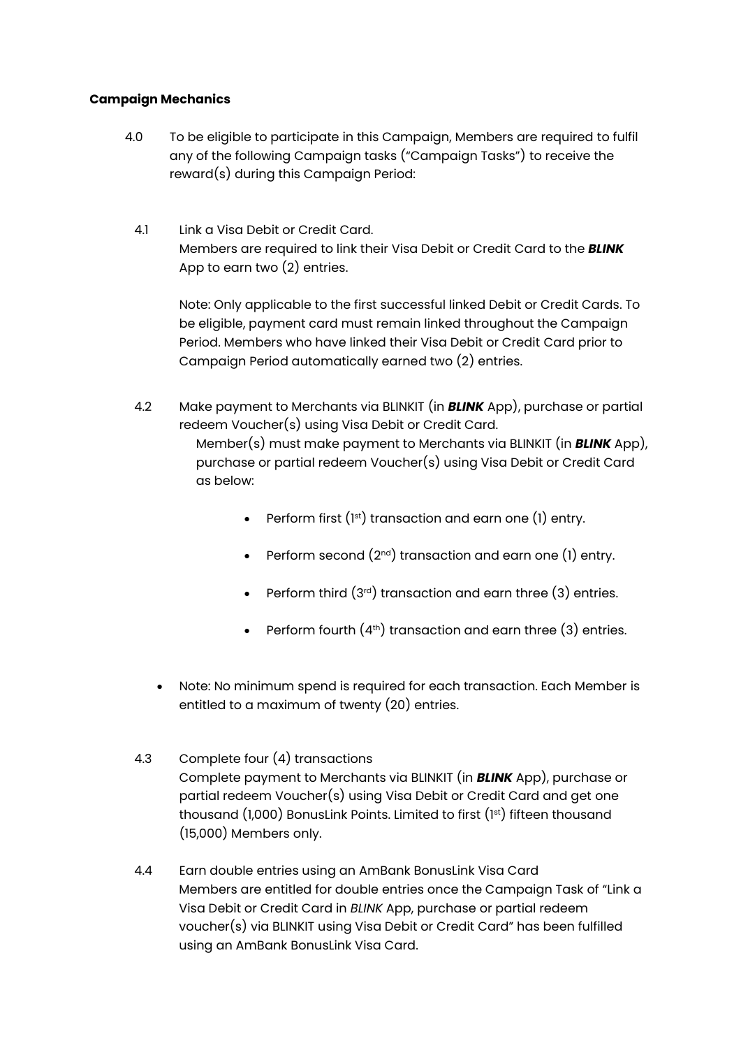**Campaign Mechanics**

4.0 To be eligible to participate in this Campaign, Members are required to fulfil any of the following Campaign tasks ("Campaign Tasks") to receive the reward(s) during this Campaign Period:

4.1 Link a Visa Debit or Credit Card.
Members are required to link their Visa Debit or Credit Card to the ***BLINK*** App to earn two (2) entries.

Note: Only applicable to the first successful linked Debit or Credit Cards. To be eligible, payment card must remain linked throughout the Campaign Period. Members who have linked their Visa Debit or Credit Card prior to Campaign Period automatically earned two (2) entries.

4.2 Make payment to Merchants via BLINKIT (in ***BLINK*** App), purchase or partial redeem Voucher(s) using Visa Debit or Credit Card.
Member(s) must make payment to Merchants via BLINKIT (in ***BLINK*** App), purchase or partial redeem Voucher(s) using Visa Debit or Credit Card as below:

- Perform first (1st) transaction and earn one (1) entry.
- Perform second (2nd) transaction and earn one (1) entry.
- Perform third (3rd) transaction and earn three (3) entries.
- Perform fourth (4th) transaction and earn three (3) entries.

- Note: No minimum spend is required for each transaction. Each Member is entitled to a maximum of twenty (20) entries.

4.3 Complete four (4) transactions
Complete payment to Merchants via BLINKIT (in ***BLINK*** App), purchase or partial redeem Voucher(s) using Visa Debit or Credit Card and get one thousand (1,000) BonusLink Points. Limited to first (1st) fifteen thousand (15,000) Members only.

4.4 Earn double entries using an AmBank BonusLink Visa Card
Members are entitled for double entries once the Campaign Task of "Link a Visa Debit or Credit Card in *BLINK* App, purchase or partial redeem voucher(s) via BLINKIT using Visa Debit or Credit Card" has been fulfilled using an AmBank BonusLink Visa Card.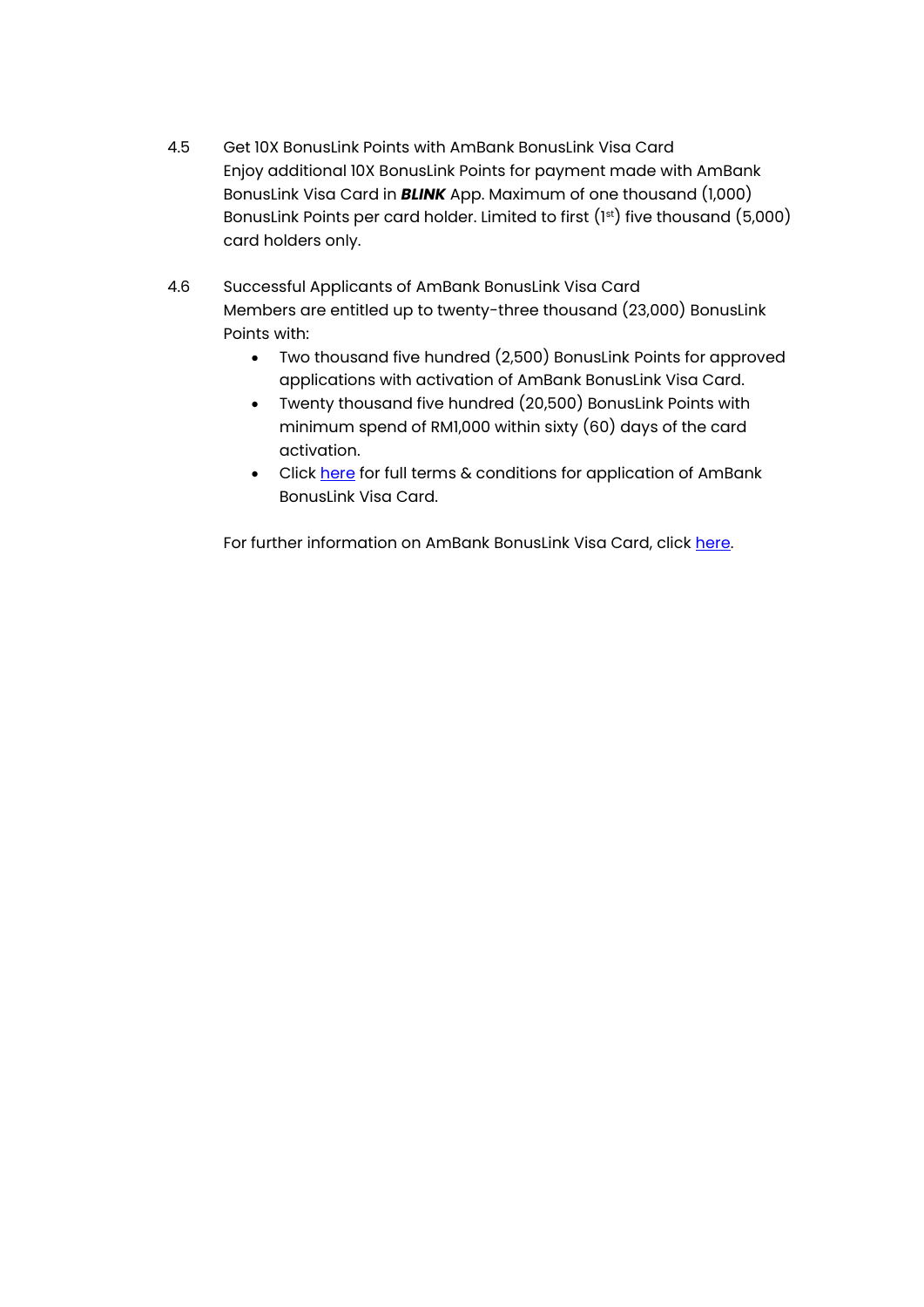4.5 Get 10X BonusLink Points with AmBank BonusLink Visa Card
Enjoy additional 10X BonusLink Points for payment made with AmBank BonusLink Visa Card in ***BLINK*** App. Maximum of one thousand (1,000) BonusLink Points per card holder. Limited to first (1st) five thousand (5,000) card holders only.

4.6 Successful Applicants of AmBank BonusLink Visa Card
Members are entitled up to twenty-three thousand (23,000) BonusLink Points with:

- Two thousand five hundred (2,500) BonusLink Points for approved applications with activation of AmBank BonusLink Visa Card.
- Twenty thousand five hundred (20,500) BonusLink Points with minimum spend of RM1,000 within sixty (60) days of the card activation.
- Click here for full terms & conditions for application of AmBank BonusLink Visa Card.

For further information on AmBank BonusLink Visa Card, click here.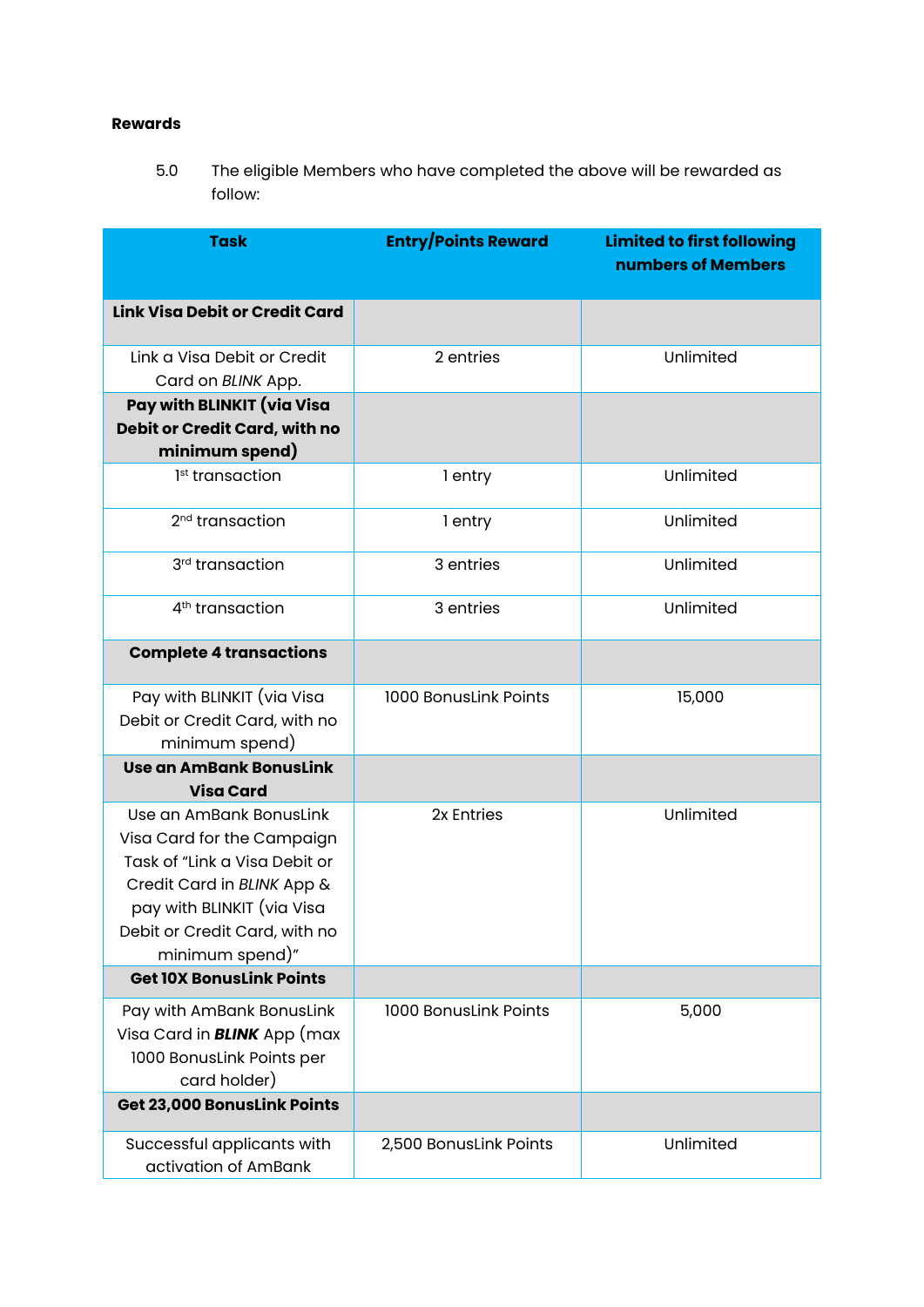**Rewards**

5.0 The eligible Members who have completed the above will be rewarded as follow:

| Task | Entry/Points Reward | Limited to first following numbers of Members |
|---|---|---|
| **Link Visa Debit or Credit Card** | | |
| Link a Visa Debit or Credit Card on *BLINK* App. | 2 entries | Unlimited |
| **Pay with BLINKIT (via Visa Debit or Credit Card, with no minimum spend)** | | |
| 1st transaction | 1 entry | Unlimited |
| 2nd transaction | 1 entry | Unlimited |
| 3rd transaction | 3 entries | Unlimited |
| 4th transaction | 3 entries | Unlimited |
| **Complete 4 transactions** | | |
| Pay with BLINKIT (via Visa Debit or Credit Card, with no minimum spend) | 1000 BonusLink Points | 15,000 |
| **Use an AmBank BonusLink Visa Card** | | |
| Use an AmBank BonusLink Visa Card for the Campaign Task of "Link a Visa Debit or Credit Card in *BLINK* App & pay with BLINKIT (via Visa Debit or Credit Card, with no minimum spend)" | 2x Entries | Unlimited |
| **Get 10X BonusLink Points** | | |
| Pay with AmBank BonusLink Visa Card in ***BLINK*** App (max 1000 BonusLink Points per card holder) | 1000 BonusLink Points | 5,000 |
| **Get 23,000 BonusLink Points** | | |
| Successful applicants with activation of AmBank | 2,500 BonusLink Points | Unlimited |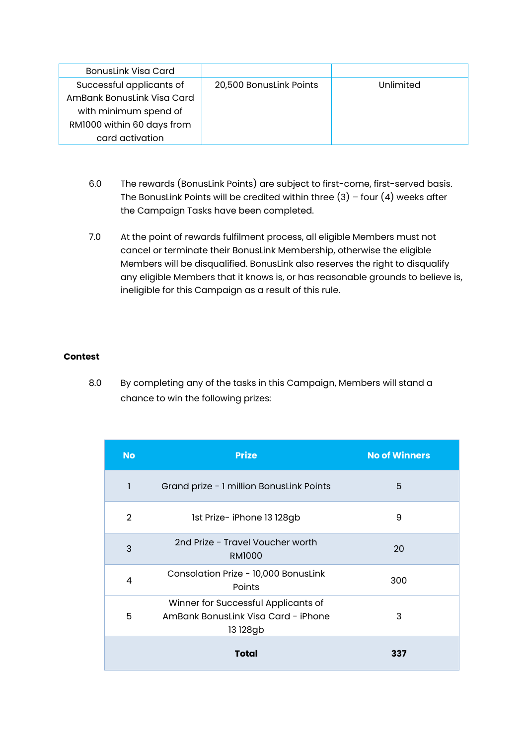| BonusLink Visa Card | | |
|---|---|---|
| Successful applicants of AmBank BonusLink Visa Card with minimum spend of RM1000 within 60 days from card activation | 20,500 BonusLink Points | Unlimited |

6.0 The rewards (BonusLink Points) are subject to first-come, first-served basis. The BonusLink Points will be credited within three (3) – four (4) weeks after the Campaign Tasks have been completed.

7.0 At the point of rewards fulfilment process, all eligible Members must not cancel or terminate their BonusLink Membership, otherwise the eligible Members will be disqualified. BonusLink also reserves the right to disqualify any eligible Members that it knows is, or has reasonable grounds to believe is, ineligible for this Campaign as a result of this rule.

**Contest**

8.0 By completing any of the tasks in this Campaign, Members will stand a chance to win the following prizes:

| No | Prize | No of Winners |
|---|---|---|
| 1 | Grand prize - 1 million BonusLink Points | 5 |
| 2 | 1st Prize- iPhone 13 128gb | 9 |
| 3 | 2nd Prize - Travel Voucher worth RM1000 | 20 |
| 4 | Consolation Prize - 10,000 BonusLink Points | 300 |
| 5 | Winner for Successful Applicants of AmBank BonusLink Visa Card - iPhone 13 128gb | 3 |
| | **Total** | **337** |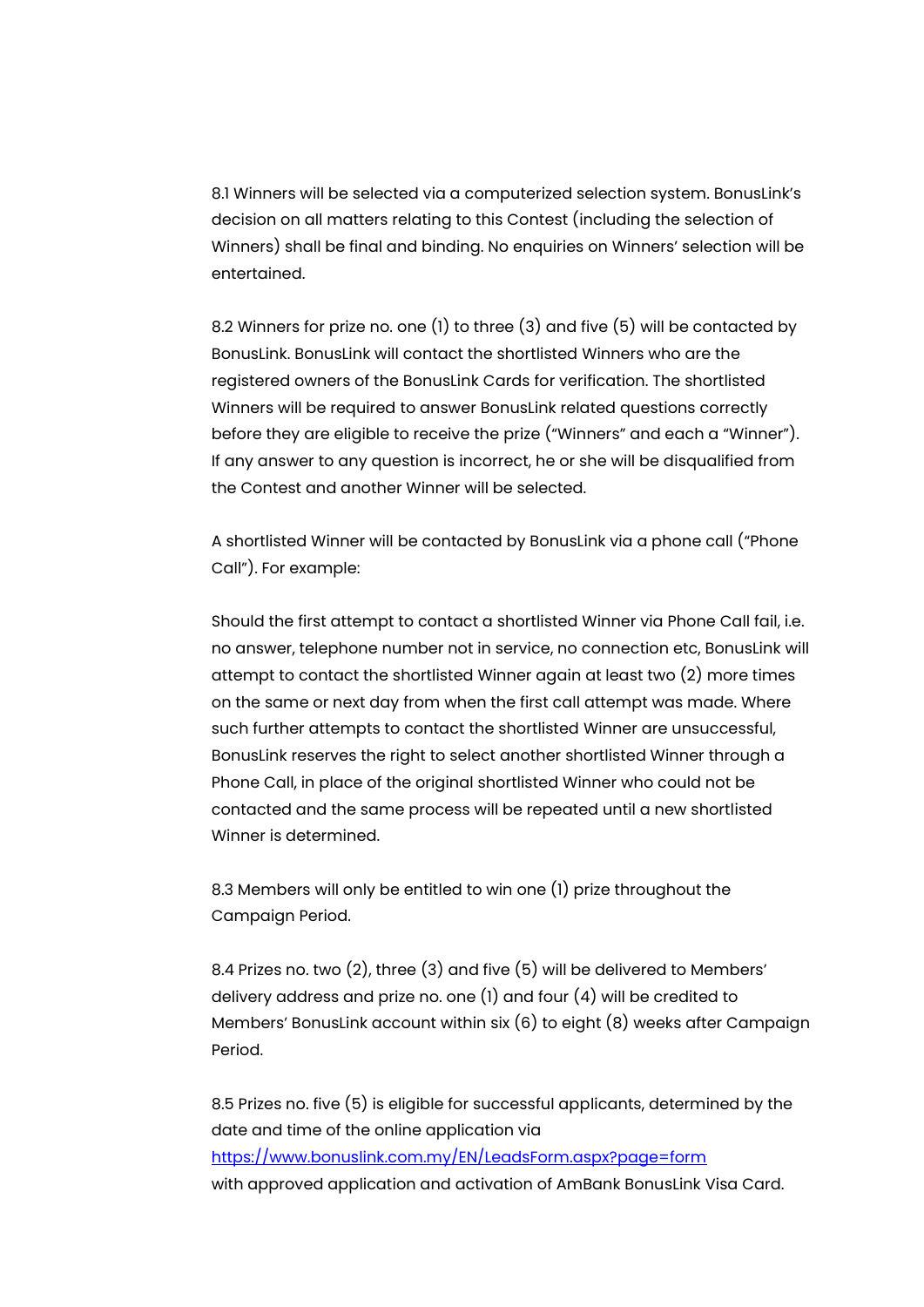8.1 Winners will be selected via a computerized selection system. BonusLink's decision on all matters relating to this Contest (including the selection of Winners) shall be final and binding. No enquiries on Winners' selection will be entertained.

8.2 Winners for prize no. one (1) to three (3) and five (5) will be contacted by BonusLink. BonusLink will contact the shortlisted Winners who are the registered owners of the BonusLink Cards for verification. The shortlisted Winners will be required to answer BonusLink related questions correctly before they are eligible to receive the prize ("Winners" and each a "Winner"). If any answer to any question is incorrect, he or she will be disqualified from the Contest and another Winner will be selected.

A shortlisted Winner will be contacted by BonusLink via a phone call ("Phone Call"). For example:

Should the first attempt to contact a shortlisted Winner via Phone Call fail, i.e. no answer, telephone number not in service, no connection etc, BonusLink will attempt to contact the shortlisted Winner again at least two (2) more times on the same or next day from when the first call attempt was made. Where such further attempts to contact the shortlisted Winner are unsuccessful, BonusLink reserves the right to select another shortlisted Winner through a Phone Call, in place of the original shortlisted Winner who could not be contacted and the same process will be repeated until a new shortlisted Winner is determined.

8.3 Members will only be entitled to win one (1) prize throughout the Campaign Period.

8.4 Prizes no. two (2), three (3) and five (5) will be delivered to Members' delivery address and prize no. one (1) and four (4) will be credited to Members' BonusLink account within six (6) to eight (8) weeks after Campaign Period.

8.5 Prizes no. five (5) is eligible for successful applicants, determined by the date and time of the online application via [https://www.bonuslink.com.my/EN/LeadsForm.aspx?page=form](https://www.bonuslink.com.my/EN/LeadsForm.aspx?page=form) with approved application and activation of AmBank BonusLink Visa Card.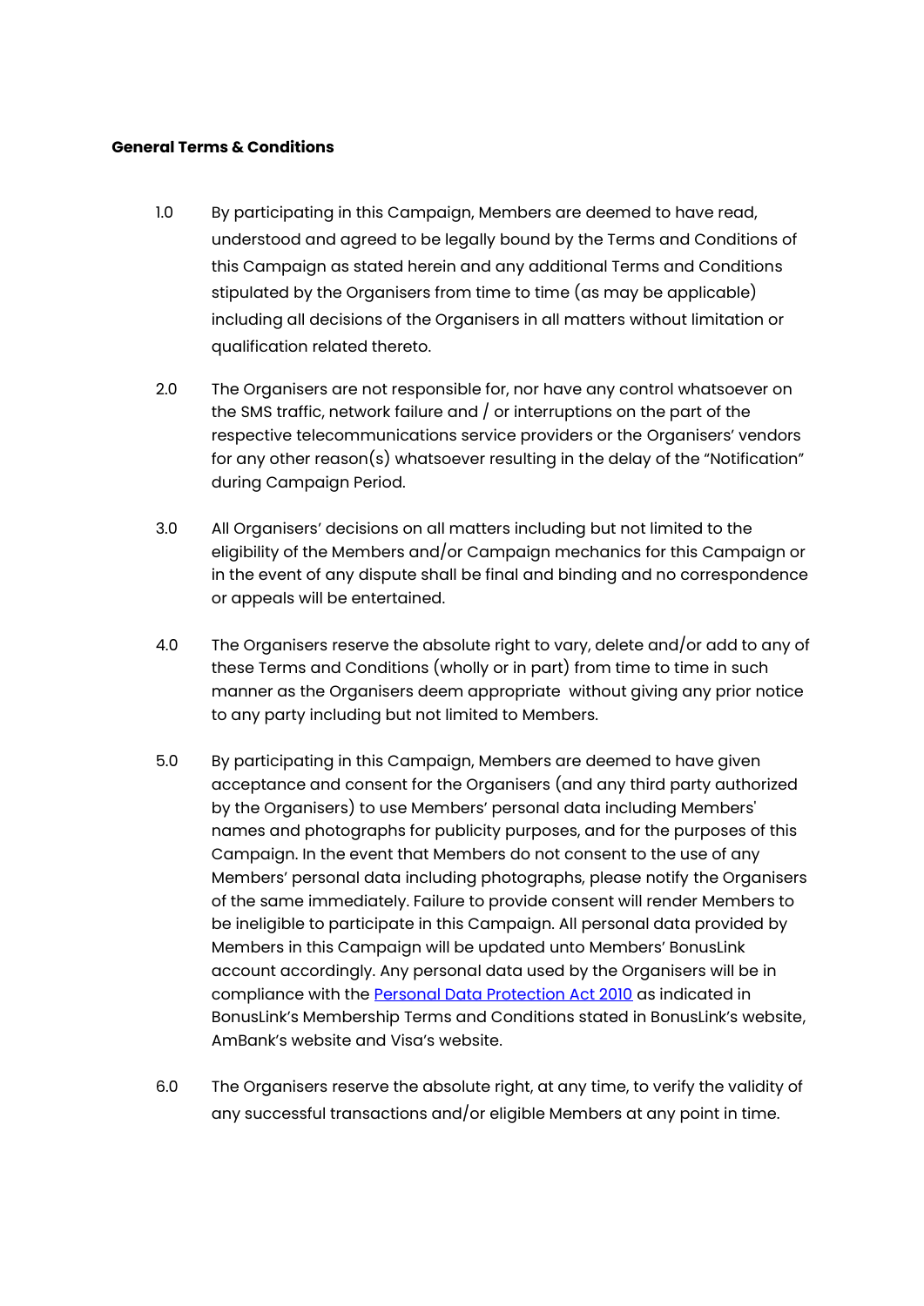**General Terms & Conditions**

1.0 By participating in this Campaign, Members are deemed to have read, understood and agreed to be legally bound by the Terms and Conditions of this Campaign as stated herein and any additional Terms and Conditions stipulated by the Organisers from time to time (as may be applicable) including all decisions of the Organisers in all matters without limitation or qualification related thereto.

2.0 The Organisers are not responsible for, nor have any control whatsoever on the SMS traffic, network failure and / or interruptions on the part of the respective telecommunications service providers or the Organisers' vendors for any other reason(s) whatsoever resulting in the delay of the "Notification" during Campaign Period.

3.0 All Organisers' decisions on all matters including but not limited to the eligibility of the Members and/or Campaign mechanics for this Campaign or in the event of any dispute shall be final and binding and no correspondence or appeals will be entertained.

4.0 The Organisers reserve the absolute right to vary, delete and/or add to any of these Terms and Conditions (wholly or in part) from time to time in such manner as the Organisers deem appropriate without giving any prior notice to any party including but not limited to Members.

5.0 By participating in this Campaign, Members are deemed to have given acceptance and consent for the Organisers (and any third party authorized by the Organisers) to use Members' personal data including Members' names and photographs for publicity purposes, and for the purposes of this Campaign. In the event that Members do not consent to the use of any Members' personal data including photographs, please notify the Organisers of the same immediately. Failure to provide consent will render Members to be ineligible to participate in this Campaign. All personal data provided by Members in this Campaign will be updated unto Members' BonusLink account accordingly. Any personal data used by the Organisers will be in compliance with the Personal Data Protection Act 2010 as indicated in BonusLink's Membership Terms and Conditions stated in BonusLink's website, AmBank's website and Visa's website.

6.0 The Organisers reserve the absolute right, at any time, to verify the validity of any successful transactions and/or eligible Members at any point in time.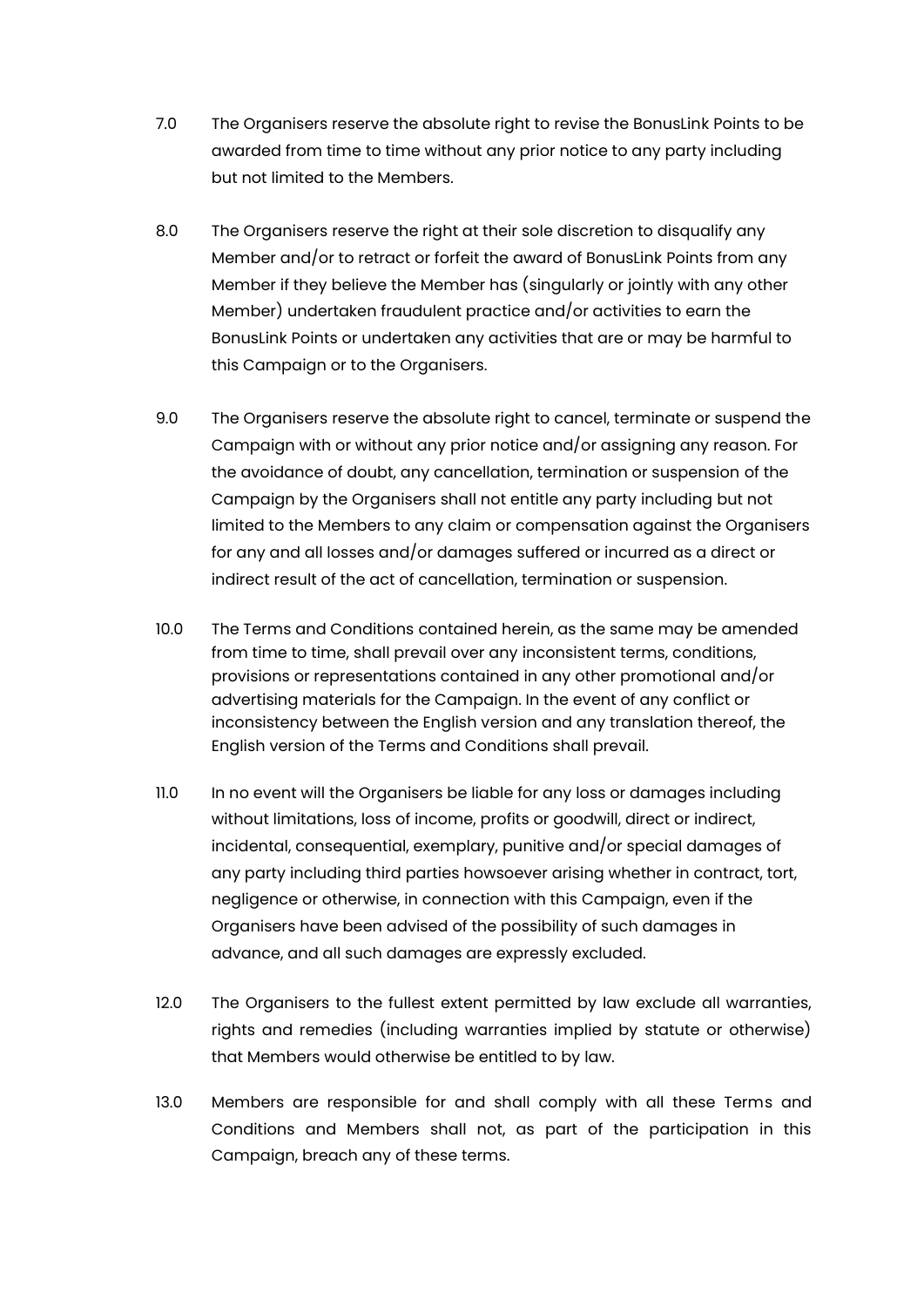7.0 The Organisers reserve the absolute right to revise the BonusLink Points to be awarded from time to time without any prior notice to any party including but not limited to the Members.

8.0 The Organisers reserve the right at their sole discretion to disqualify any Member and/or to retract or forfeit the award of BonusLink Points from any Member if they believe the Member has (singularly or jointly with any other Member) undertaken fraudulent practice and/or activities to earn the BonusLink Points or undertaken any activities that are or may be harmful to this Campaign or to the Organisers.

9.0 The Organisers reserve the absolute right to cancel, terminate or suspend the Campaign with or without any prior notice and/or assigning any reason. For the avoidance of doubt, any cancellation, termination or suspension of the Campaign by the Organisers shall not entitle any party including but not limited to the Members to any claim or compensation against the Organisers for any and all losses and/or damages suffered or incurred as a direct or indirect result of the act of cancellation, termination or suspension.

10.0 The Terms and Conditions contained herein, as the same may be amended from time to time, shall prevail over any inconsistent terms, conditions, provisions or representations contained in any other promotional and/or advertising materials for the Campaign. In the event of any conflict or inconsistency between the English version and any translation thereof, the English version of the Terms and Conditions shall prevail.

11.0 In no event will the Organisers be liable for any loss or damages including without limitations, loss of income, profits or goodwill, direct or indirect, incidental, consequential, exemplary, punitive and/or special damages of any party including third parties howsoever arising whether in contract, tort, negligence or otherwise, in connection with this Campaign, even if the Organisers have been advised of the possibility of such damages in advance, and all such damages are expressly excluded.

12.0 The Organisers to the fullest extent permitted by law exclude all warranties, rights and remedies (including warranties implied by statute or otherwise) that Members would otherwise be entitled to by law.

13.0 Members are responsible for and shall comply with all these Terms and Conditions and Members shall not, as part of the participation in this Campaign, breach any of these terms.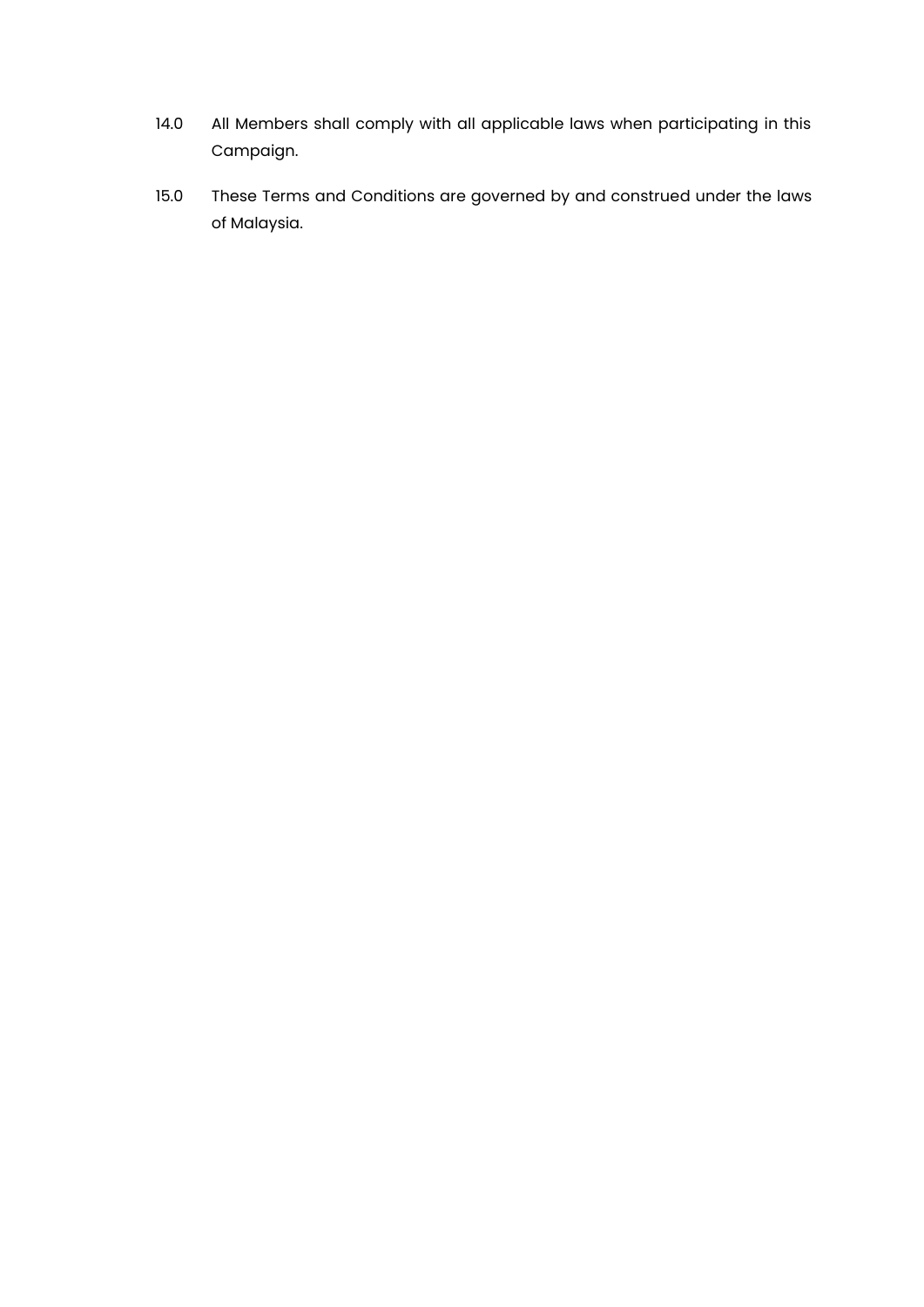14.0 All Members shall comply with all applicable laws when participating in this Campaign.

15.0 These Terms and Conditions are governed by and construed under the laws of Malaysia.